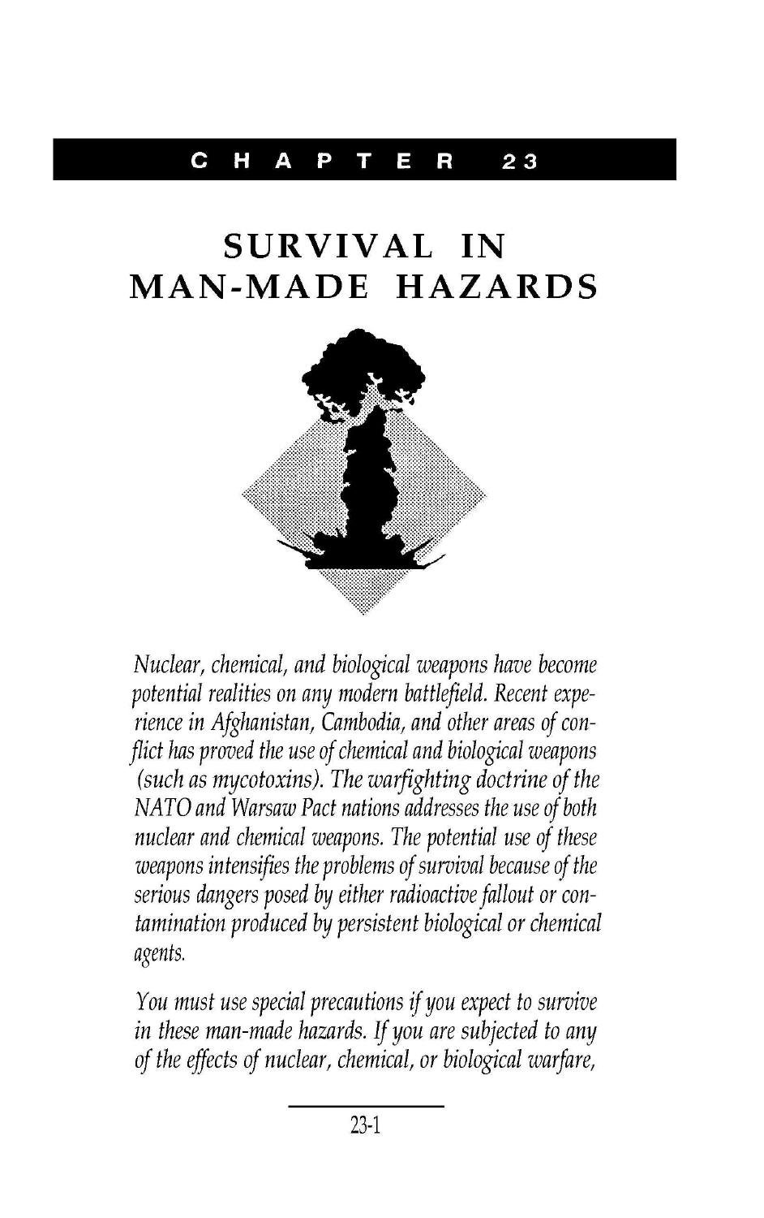# CHAPTER 23

# SURVIVAL IN MAN-MADE HAZARDS

*Nuclear, chemical, and biological weapons have become potential realities on any modern battlefield. Recent experience in Afghanistan, Cambodia, and other areas of conflict has proved the use of chemical and biological weapons (such as mycotoxins). The warfighting doctrine of the NATO and Warsaw Pact nations addresses the use of both nuclear and chemical weapons. The potential use of these weapons intensifies the problems of survival because of the serious dangers posed by either radioactive fallout or contamination produced by persistent biological or chemical agents.*

*You must use special precautions if you expect to survive in these man-made hazards. If you are subjected to any of the effects of nuclear, chemical, or biological warfare,*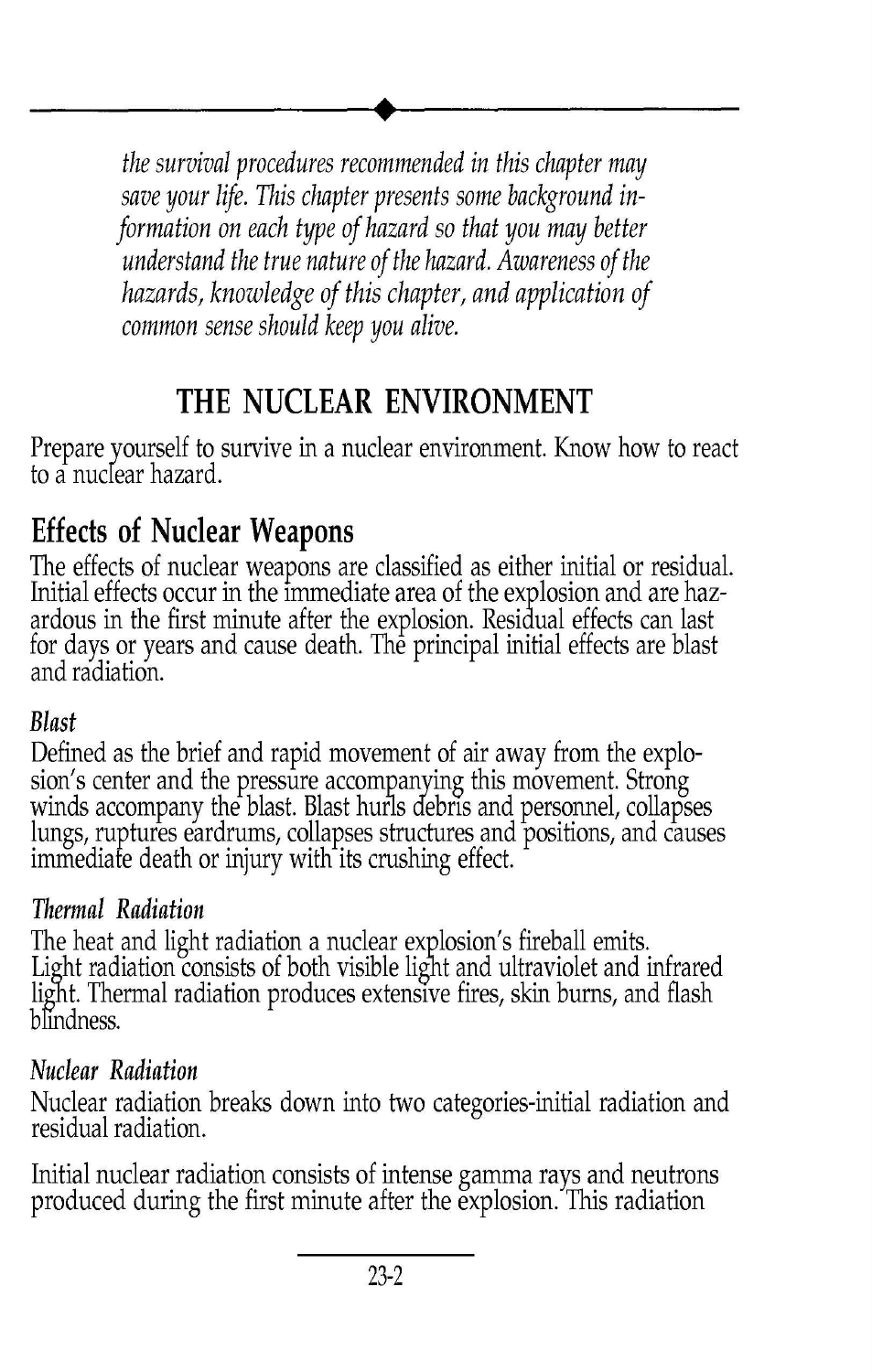*the survival procedures recommended in this chapter may save your life. This chapter presents some background information on each type of hazard so that you may better understand the true nature of the hazard. Awareness of the hazards, knowledge of this chapter, and application of common sense should keep you alive.*

## THE NUCLEAR ENVIRONMENT

Prepare yourself to survive in a nuclear environment. Know how to react to a nuclear hazard.

### Effects of Nuclear Weapons

The effects of nuclear weapons are classified as either initial or residual. Initial effects occur in the immediate area of the explosion and are hazardous in the first minute after the explosion. Residual effects can last for days or years and cause death. The principal initial effects are blast and radiation.

#### *Blast*

Defined as the brief and rapid movement of air away from the explosion's center and the pressure accompanying this movement. Strong winds accompany the blast. Blast hurls debris and personnel, collapses lungs, ruptures eardrums, collapses structures and positions, and causes immediate death or injury with its crushing effect.

#### *Thermal Radiation*

The heat and light radiation a nuclear explosion's fireball emits. Light radiation consists of both visible light and ultraviolet and infrared light. Thermal radiation produces extensive fires, skin burns, and flash blindness.

#### *Nuclear Radiation*

Nuclear radiation breaks down into two categories-initial radiation and residual radiation.

Initial nuclear radiation consists of intense gamma rays and neutrons produced during the first minute after the explosion. This radiation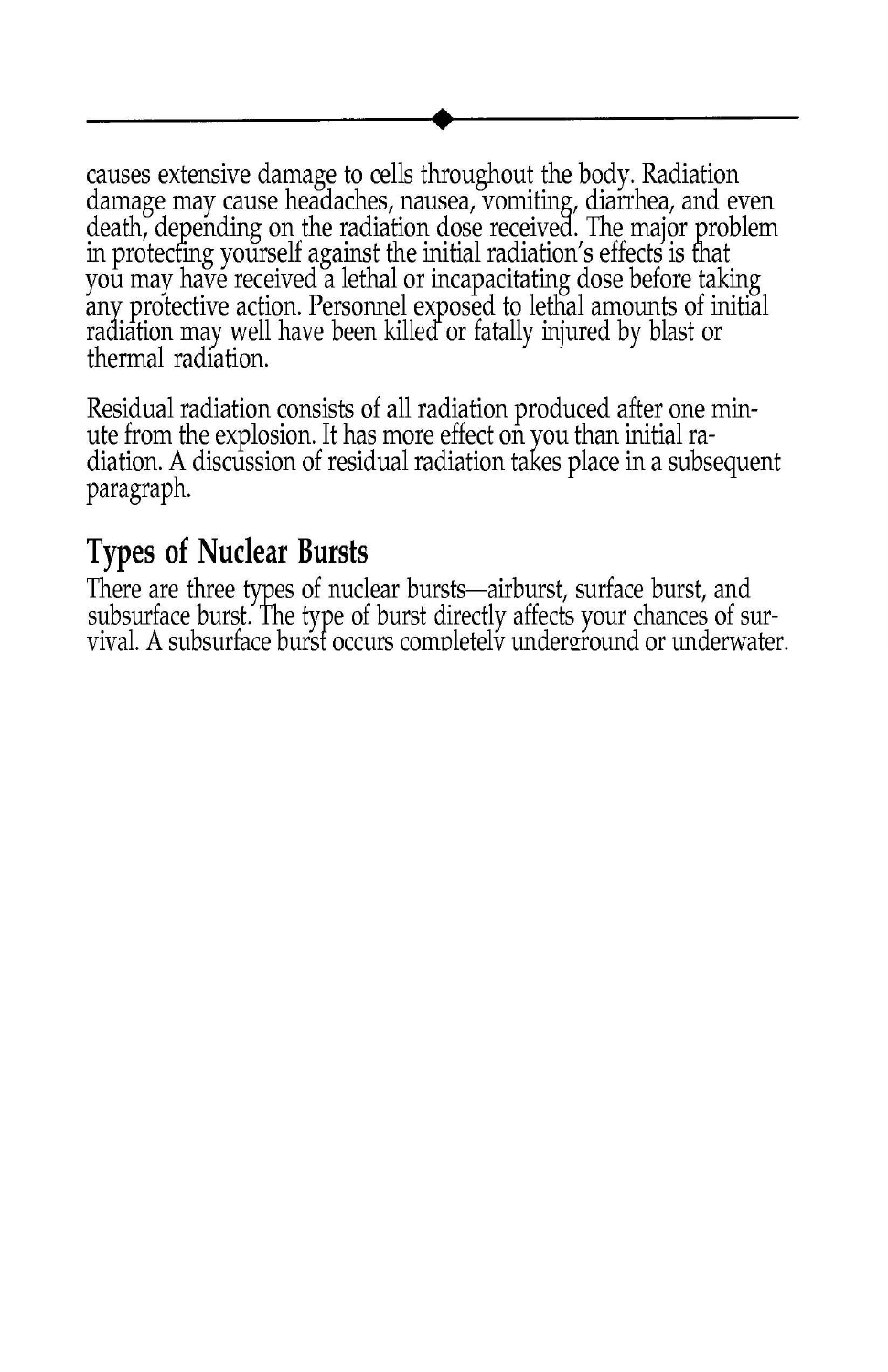causes extensive damage to cells throughout the body. Radiation damage may cause headaches, nausea, vomiting, diarrhea, and even death, depending on the radiation dose received. The major problem in protecting yourself against the initial radiation's effects is that you may have received a lethal or incapacitating dose before taking any protective action. Personnel exposed to lethal amounts of initial radiation may well have been killed or fatally injured by blast or thermal radiation.

Residual radiation consists of all radiation produced after one minute from the explosion. It has more effect on you than initial radiation. A discussion of residual radiation takes place in a subsequent paragraph.

## Types of Nuclear Bursts

There are three types of nuclear bursts—airburst, surface burst, and subsurface burst. The type of burst directly affects your chances of survival. A subsurface burst occurs completely underground or underwater.